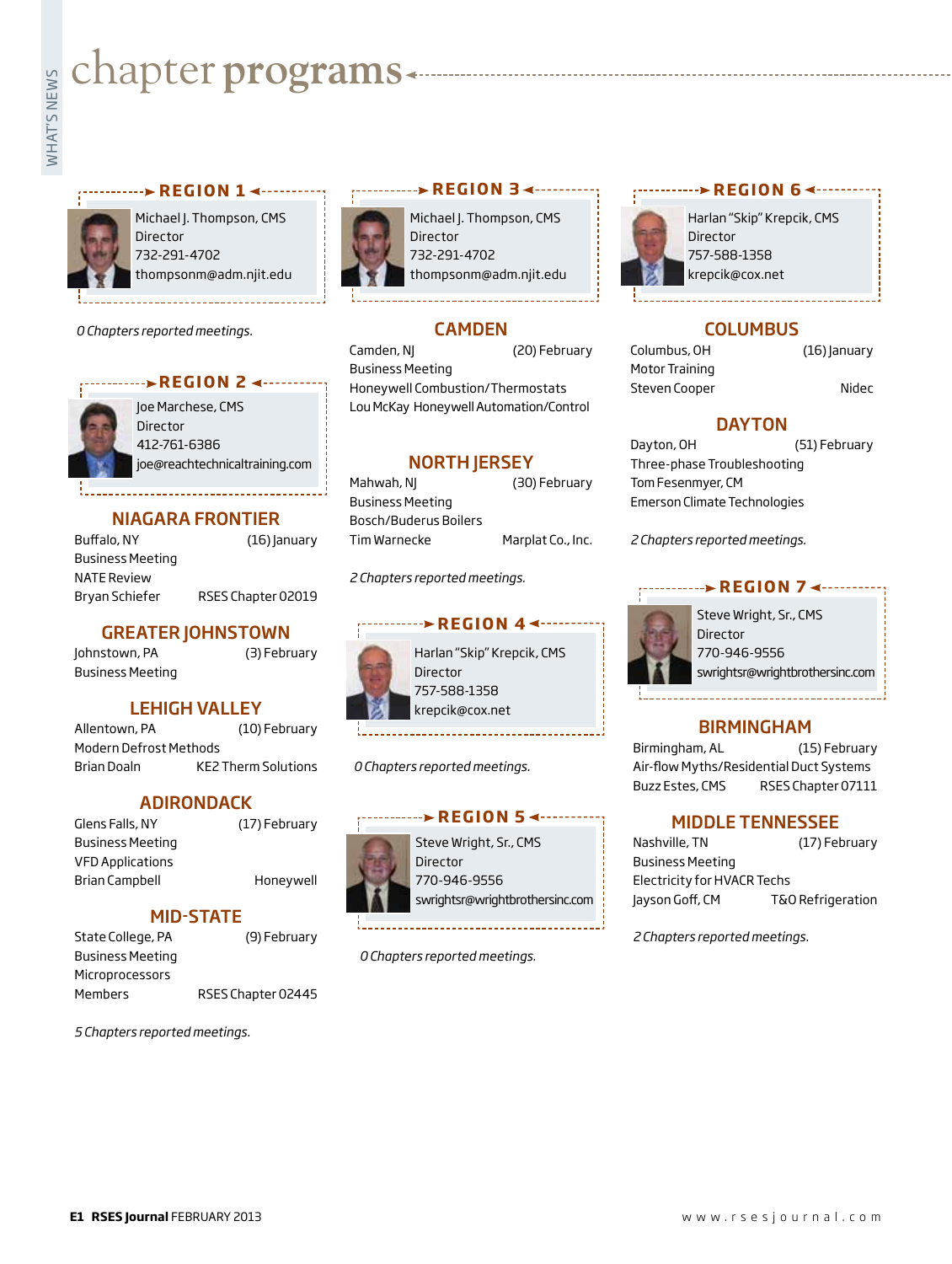# chapter programs

## REGION 1

Michael J. Thompson, CMS
Director
732-291-4702
thompsonm@adm.njit.edu

*0 Chapters reported meetings.*

## REGION 2

Joe Marchese, CMS
Director
412-761-6386
joe@reachtechnicaltraining.com

### NIAGARA FRONTIER

Buffalo, NY (16) January
Business Meeting
NATE Review
Bryan Schiefer RSES Chapter 02019

### GREATER JOHNSTOWN

Johnstown, PA (3) February
Business Meeting

### LEHIGH VALLEY

Allentown, PA (10) February
Modern Defrost Methods
Brian Doaln KE2 Therm Solutions

### ADIRONDACK

Glens Falls, NY (17) February
Business Meeting
VFD Applications
Brian Campbell Honeywell

### MID-STATE

State College, PA (9) February
Business Meeting
Microprocessors
Members RSES Chapter 02445

*5 Chapters reported meetings.*

## REGION 3

Michael J. Thompson, CMS
Director
732-291-4702
thompsonm@adm.njit.edu

### CAMDEN

Camden, NJ (20) February
Business Meeting
Honeywell Combustion/Thermostats
Lou McKay Honeywell Automation/Control

### NORTH JERSEY

Mahwah, NJ (30) February
Business Meeting
Bosch/Buderus Boilers
Tim Warnecke Marplat Co., Inc.

*2 Chapters reported meetings.*

## REGION 4

Harlan "Skip" Krepcik, CMS
Director
757-588-1358
krepcik@cox.net

*0 Chapters reported meetings.*

## REGION 5

Steve Wright, Sr., CMS
Director
770-946-9556
swrightsr@wrightbrothersinc.com

*0 Chapters reported meetings.*

## REGION 6

Harlan "Skip" Krepcik, CMS
Director
757-588-1358
krepcik@cox.net

### COLUMBUS

Columbus, OH (16) January
Motor Training
Steven Cooper Nidec

### DAYTON

Dayton, OH (51) February
Three-phase Troubleshooting
Tom Fesenmyer, CM
Emerson Climate Technologies

*2 Chapters reported meetings.*

## REGION 7

Steve Wright, Sr., CMS
Director
770-946-9556
swrightsr@wrightbrothersinc.com

### BIRMINGHAM

Birmingham, AL (15) February
Air-flow Myths/Residential Duct Systems
Buzz Estes, CMS RSES Chapter 07111

### MIDDLE TENNESSEE

Nashville, TN (17) February
Business Meeting
Electricity for HVACR Techs
Jayson Goff, CM T&O Refrigeration

*2 Chapters reported meetings.*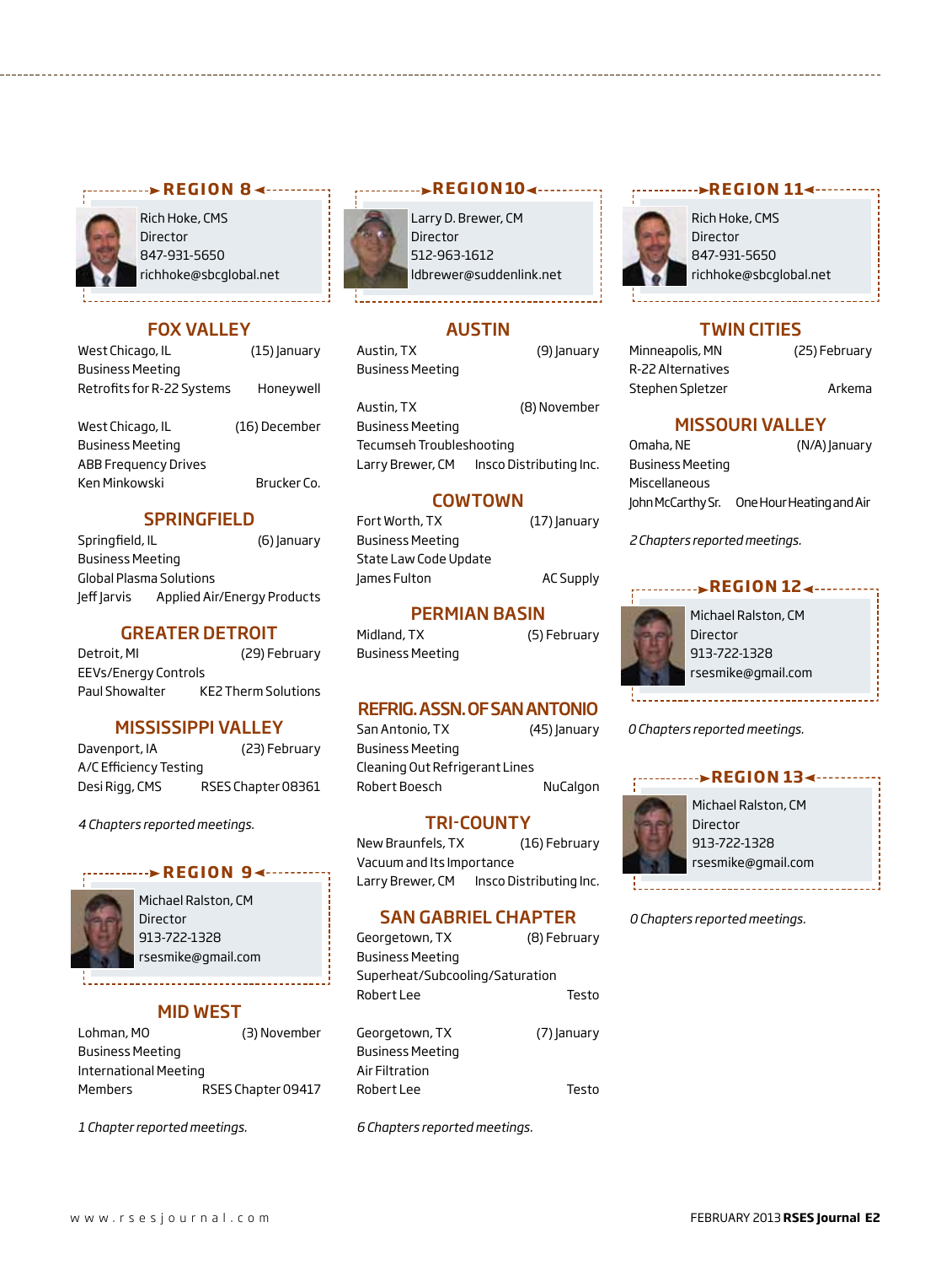## REGION 8

Rich Hoke, CMS
Director
847-931-5650
richhoke@sbcglobal.net

### FOX VALLEY

West Chicago, IL (15) January
Business Meeting
Retrofits for R-22 Systems — Honeywell

West Chicago, IL (16) December
Business Meeting
ABB Frequency Drives
Ken Minkowski — Brucker Co.

### SPRINGFIELD

Springfield, IL (6) January
Business Meeting
Global Plasma Solutions
Jeff Jarvis — Applied Air/Energy Products

### GREATER DETROIT

Detroit, MI (29) February
EEVs/Energy Controls
Paul Showalter — KE2 Therm Solutions

### MISSISSIPPI VALLEY

Davenport, IA (23) February
A/C Efficiency Testing
Desi Rigg, CMS — RSES Chapter 08361

*4 Chapters reported meetings.*

## REGION 9

Michael Ralston, CM
Director
913-722-1328
rsesmike@gmail.com

### MID WEST

Lohman, MO (3) November
Business Meeting
International Meeting
Members — RSES Chapter 09417

*1 Chapter reported meetings.*

## REGION 10

Larry D. Brewer, CM
Director
512-963-1612
ldbrewer@suddenlink.net

### AUSTIN

Austin, TX (9) January
Business Meeting

Austin, TX (8) November
Business Meeting
Tecumseh Troubleshooting
Larry Brewer, CM — Insco Distributing Inc.

### COWTOWN

Fort Worth, TX (17) January
Business Meeting
State Law Code Update
James Fulton — AC Supply

### PERMIAN BASIN

Midland, TX (5) February
Business Meeting

### REFRIG. ASSN. OF SAN ANTONIO

San Antonio, TX (45) January
Business Meeting
Cleaning Out Refrigerant Lines
Robert Boesch — NuCalgon

### TRI-COUNTY

New Braunfels, TX (16) February
Vacuum and Its Importance
Larry Brewer, CM — Insco Distributing Inc.

### SAN GABRIEL CHAPTER

Georgetown, TX (8) February
Business Meeting
Superheat/Subcooling/Saturation
Robert Lee — Testo

Georgetown, TX (7) January
Business Meeting
Air Filtration
Robert Lee — Testo

*6 Chapters reported meetings.*

## REGION 11

Rich Hoke, CMS
Director
847-931-5650
richhoke@sbcglobal.net

### TWIN CITIES

Minneapolis, MN (25) February
R-22 Alternatives
Stephen Spletzer — Arkema

### MISSOURI VALLEY

Omaha, NE (N/A) January
Business Meeting
Miscellaneous
John McCarthy Sr. — One Hour Heating and Air

*2 Chapters reported meetings.*

## REGION 12

Michael Ralston, CM
Director
913-722-1328
rsesmike@gmail.com

*0 Chapters reported meetings.*

## REGION 13

Michael Ralston, CM
Director
913-722-1328
rsesmike@gmail.com

*0 Chapters reported meetings.*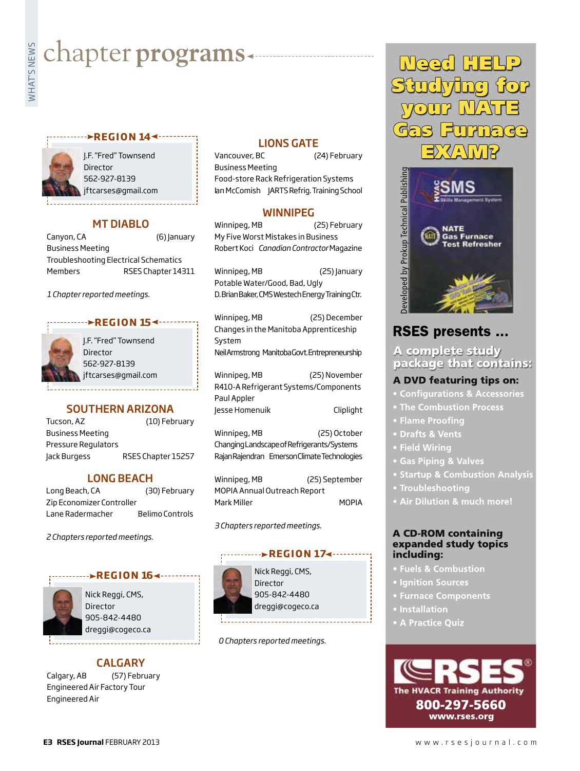# chapter programs

## REGION 14

J.F. "Fred" Townsend
Director
562-927-8139
jftcarses@gmail.com

### MT DIABLO

Canyon, CA (6) January
Business Meeting
Troubleshooting Electrical Schematics
Members RSES Chapter 14311

*1 Chapter reported meetings.*

## REGION 15

J.F. "Fred" Townsend
Director
562-927-8139
jftcarses@gmail.com

### SOUTHERN ARIZONA

Tucson, AZ (10) February
Business Meeting
Pressure Regulators
Jack Burgess RSES Chapter 15257

### LONG BEACH

Long Beach, CA (30) February
Zip Economizer Controller
Lane Radermacher Belimo Controls

*2 Chapters reported meetings.*

## REGION 16

Nick Reggi, CMS,
Director
905-842-4480
dreggi@cogeco.ca

### CALGARY

Calgary, AB (57) February
Engineered Air Factory Tour
Engineered Air

### LIONS GATE

Vancouver, BC (24) February
Business Meeting
Food-store Rack Refrigeration Systems
Ian McComish JARTS Refrig. Training School

### WINNIPEG

Winnipeg, MB (25) February
My Five Worst Mistakes in Business
Robert Koci *Canadian Contractor* Magazine

Winnipeg, MB (25) January
Potable Water/Good, Bad, Ugly
D. Brian Baker, CMS Westech Energy Training Ctr.

Winnipeg, MB (25) December
Changes in the Manitoba Apprenticeship System
Neil Armstrong Manitoba Govt. Entrepreneurship

Winnipeg, MB (25) November
R410-A Refrigerant Systems/Components
Paul Appler
Jesse Homenuik Cliplight

Winnipeg, MB (25) October
Changing Landscape of Refrigerants/Systems
Rajan Rajendran Emerson Climate Technologies

Winnipeg, MB (25) September
MOPIA Annual Outreach Report
Mark Miller MOPIA

*3 Chapters reported meetings.*

## REGION 17

Nick Reggi, CMS,
Director
905-842-4480
dreggi@cogeco.ca

*0 Chapters reported meetings.*

---

**Need HELP Studying for your NATE Gas Furnace EXAM?**

Developed by Prokup Technical Publishing

**RSES presents ...**

**A complete study package that contains:**

**A DVD featuring tips on:**

- Configurations & Accessories
- The Combustion Process
- Flame Proofing
- Drafts & Vents
- Field Wiring
- Gas Piping & Valves
- Startup & Combustion Analysis
- Troubleshooting
- Air Dilution & much more!

**A CD-ROM containing expanded study topics including:**

- Fuels & Combustion
- Ignition Sources
- Furnace Components
- Installation
- A Practice Quiz

**RSES** The HVACR Training Authority
800-297-5660
www.rses.org